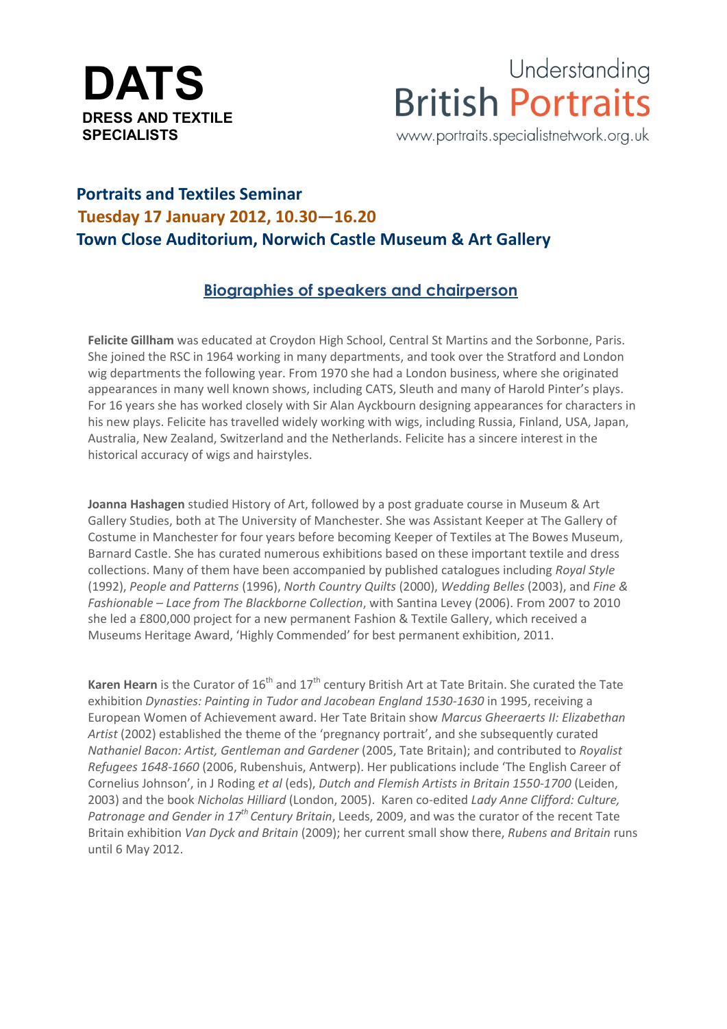**DATS**
**DRESS AND TEXTILE SPECIALISTS**

Understanding British Portraits
www.portraits.specialistnetwork.org.uk

## Portraits and Textiles Seminar
## Tuesday 17 January 2012, 10.30—16.20
## Town Close Auditorium, Norwich Castle Museum & Art Gallery

### Biographies of speakers and chairperson

**Felicite Gillham** was educated at Croydon High School, Central St Martins and the Sorbonne, Paris. She joined the RSC in 1964 working in many departments, and took over the Stratford and London wig departments the following year. From 1970 she had a London business, where she originated appearances in many well known shows, including CATS, Sleuth and many of Harold Pinter's plays. For 16 years she has worked closely with Sir Alan Ayckbourn designing appearances for characters in his new plays. Felicite has travelled widely working with wigs, including Russia, Finland, USA, Japan, Australia, New Zealand, Switzerland and the Netherlands. Felicite has a sincere interest in the historical accuracy of wigs and hairstyles.

**Joanna Hashagen** studied History of Art, followed by a post graduate course in Museum & Art Gallery Studies, both at The University of Manchester. She was Assistant Keeper at The Gallery of Costume in Manchester for four years before becoming Keeper of Textiles at The Bowes Museum, Barnard Castle. She has curated numerous exhibitions based on these important textile and dress collections. Many of them have been accompanied by published catalogues including *Royal Style* (1992), *People and Patterns* (1996), *North Country Quilts* (2000), *Wedding Belles* (2003), and *Fine & Fashionable – Lace from The Blackborne Collection*, with Santina Levey (2006). From 2007 to 2010 she led a £800,000 project for a new permanent Fashion & Textile Gallery, which received a Museums Heritage Award, 'Highly Commended' for best permanent exhibition, 2011.

**Karen Hearn** is the Curator of 16th and 17th century British Art at Tate Britain. She curated the Tate exhibition *Dynasties: Painting in Tudor and Jacobean England 1530-1630* in 1995, receiving a European Women of Achievement award. Her Tate Britain show *Marcus Gheeraerts II: Elizabethan Artist* (2002) established the theme of the 'pregnancy portrait', and she subsequently curated *Nathaniel Bacon: Artist, Gentleman and Gardener* (2005, Tate Britain); and contributed to *Royalist Refugees 1648-1660* (2006, Rubenshuis, Antwerp). Her publications include 'The English Career of Cornelius Johnson', in J Roding *et al* (eds), *Dutch and Flemish Artists in Britain 1550-1700* (Leiden, 2003) and the book *Nicholas Hilliard* (London, 2005). Karen co-edited *Lady Anne Clifford: Culture, Patronage and Gender in 17th Century Britain*, Leeds, 2009, and was the curator of the recent Tate Britain exhibition *Van Dyck and Britain* (2009); her current small show there, *Rubens and Britain* runs until 6 May 2012.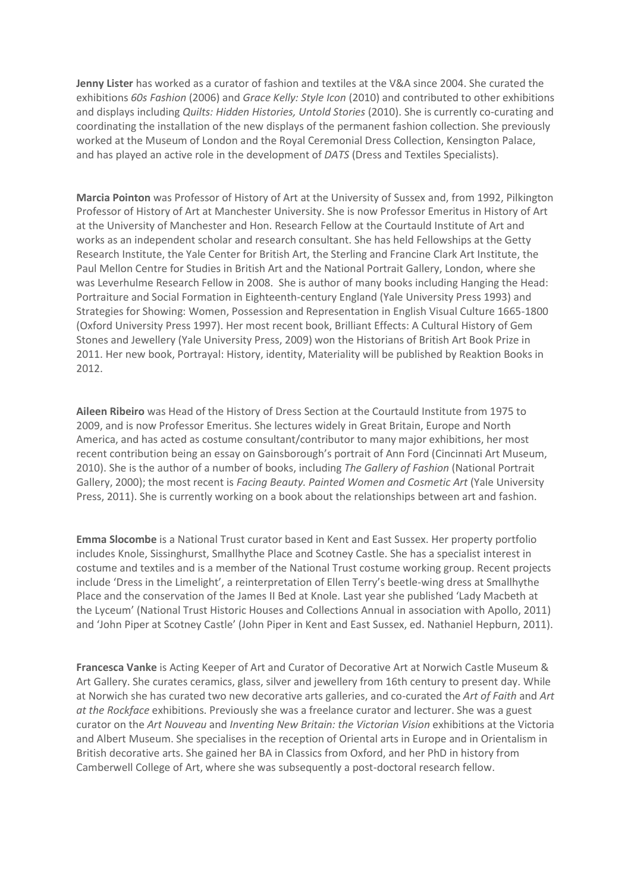**Jenny Lister** has worked as a curator of fashion and textiles at the V&A since 2004. She curated the exhibitions *60s Fashion* (2006) and *Grace Kelly: Style Icon* (2010) and contributed to other exhibitions and displays including *Quilts: Hidden Histories, Untold Stories* (2010). She is currently co-curating and coordinating the installation of the new displays of the permanent fashion collection. She previously worked at the Museum of London and the Royal Ceremonial Dress Collection, Kensington Palace, and has played an active role in the development of *DATS* (Dress and Textiles Specialists).

**Marcia Pointon** was Professor of History of Art at the University of Sussex and, from 1992, Pilkington Professor of History of Art at Manchester University. She is now Professor Emeritus in History of Art at the University of Manchester and Hon. Research Fellow at the Courtauld Institute of Art and works as an independent scholar and research consultant. She has held Fellowships at the Getty Research Institute, the Yale Center for British Art, the Sterling and Francine Clark Art Institute, the Paul Mellon Centre for Studies in British Art and the National Portrait Gallery, London, where she was Leverhulme Research Fellow in 2008. She is author of many books including Hanging the Head: Portraiture and Social Formation in Eighteenth-century England (Yale University Press 1993) and Strategies for Showing: Women, Possession and Representation in English Visual Culture 1665-1800 (Oxford University Press 1997). Her most recent book, Brilliant Effects: A Cultural History of Gem Stones and Jewellery (Yale University Press, 2009) won the Historians of British Art Book Prize in 2011. Her new book, Portrayal: History, identity, Materiality will be published by Reaktion Books in 2012.

**Aileen Ribeiro** was Head of the History of Dress Section at the Courtauld Institute from 1975 to 2009, and is now Professor Emeritus. She lectures widely in Great Britain, Europe and North America, and has acted as costume consultant/contributor to many major exhibitions, her most recent contribution being an essay on Gainsborough's portrait of Ann Ford (Cincinnati Art Museum, 2010). She is the author of a number of books, including *The Gallery of Fashion* (National Portrait Gallery, 2000); the most recent is *Facing Beauty. Painted Women and Cosmetic Art* (Yale University Press, 2011). She is currently working on a book about the relationships between art and fashion.

**Emma Slocombe** is a National Trust curator based in Kent and East Sussex. Her property portfolio includes Knole, Sissinghurst, Smallhythe Place and Scotney Castle. She has a specialist interest in costume and textiles and is a member of the National Trust costume working group. Recent projects include 'Dress in the Limelight', a reinterpretation of Ellen Terry's beetle-wing dress at Smallhythe Place and the conservation of the James II Bed at Knole. Last year she published 'Lady Macbeth at the Lyceum' (National Trust Historic Houses and Collections Annual in association with Apollo, 2011) and 'John Piper at Scotney Castle' (John Piper in Kent and East Sussex, ed. Nathaniel Hepburn, 2011).

**Francesca Vanke** is Acting Keeper of Art and Curator of Decorative Art at Norwich Castle Museum & Art Gallery. She curates ceramics, glass, silver and jewellery from 16th century to present day. While at Norwich she has curated two new decorative arts galleries, and co-curated the *Art of Faith* and *Art at the Rockface* exhibitions. Previously she was a freelance curator and lecturer. She was a guest curator on the *Art Nouveau* and *Inventing New Britain: the Victorian Vision* exhibitions at the Victoria and Albert Museum. She specialises in the reception of Oriental arts in Europe and in Orientalism in British decorative arts. She gained her BA in Classics from Oxford, and her PhD in history from Camberwell College of Art, where she was subsequently a post-doctoral research fellow.